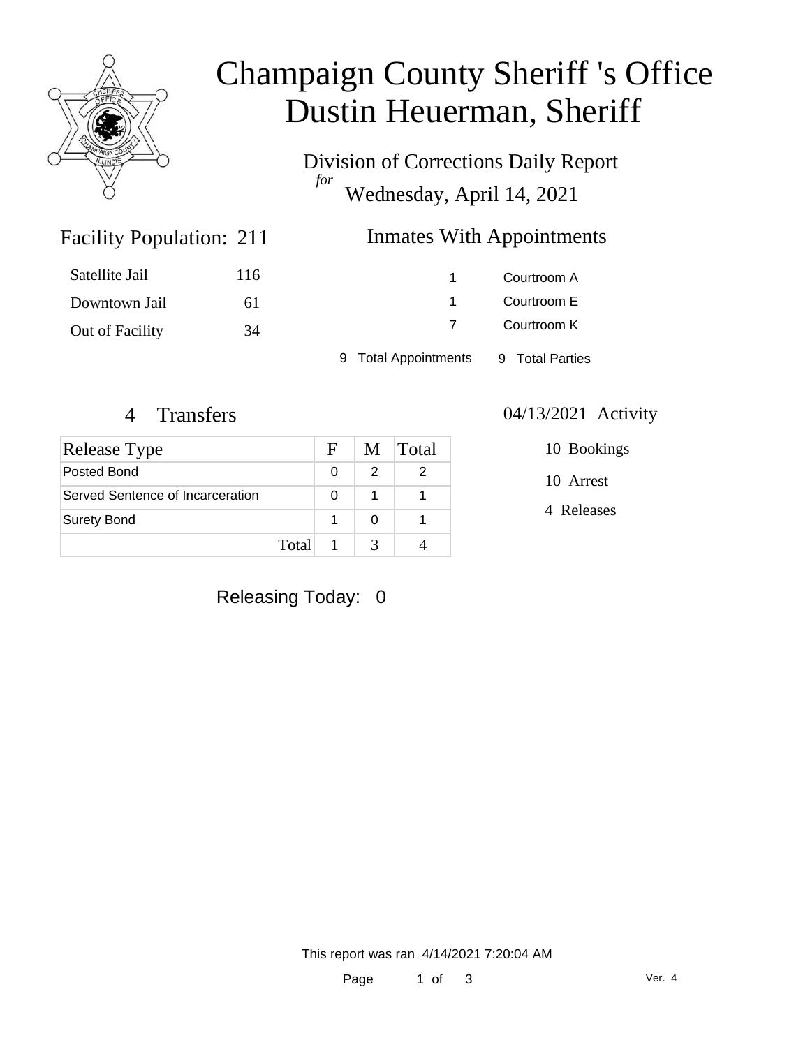# Champaign County Sheriff 's Office
# Dustin Heuerman, Sheriff

Division of Corrections Daily Report
*for*
Wednesday, April 14, 2021

## Facility Population: 211

| | |
|---|---|
| Satellite Jail | 116 |
| Downtown Jail | 61 |
| Out of Facility | 34 |

## Inmates With Appointments

| | |
|---|---|
| 1 | Courtroom A |
| 1 | Courtroom E |
| 7 | Courtroom K |

9 Total Appointments  9 Total Parties

## 4 Transfers

| Release Type | F | M | Total |
|---|---|---|---|
| Posted Bond | 0 | 2 | 2 |
| Served Sentence of Incarceration | 0 | 1 | 1 |
| Surety Bond | 1 | 0 | 1 |
| Total | 1 | 3 | 4 |

## 04/13/2021 Activity

10 Bookings

10 Arrest

4 Releases

Releasing Today: 0

This report was ran 4/14/2021 7:20:04 AM

Ver. 4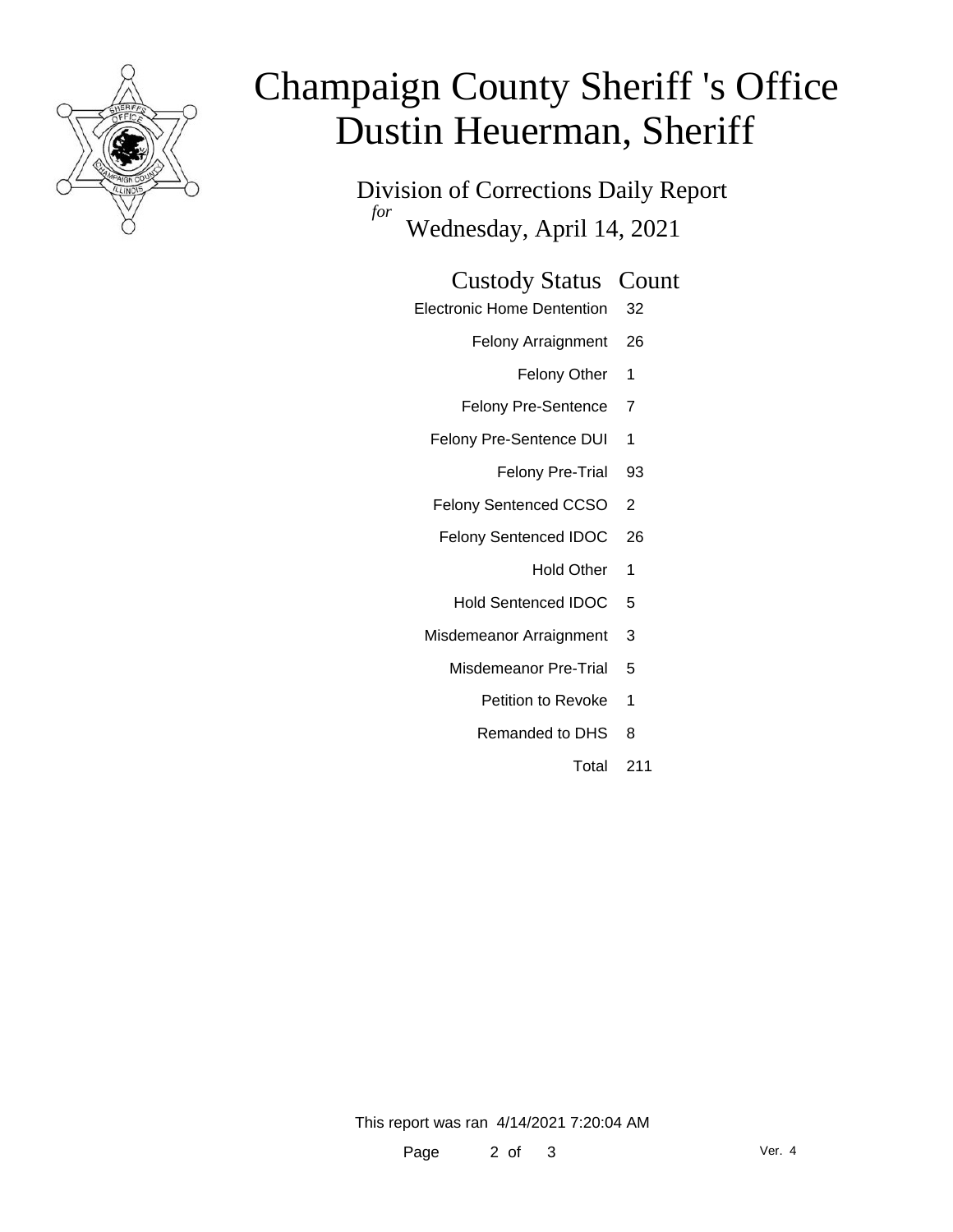# Champaign County Sheriff 's Office
# Dustin Heuerman, Sheriff

## Division of Corrections Daily Report

*for*

Wednesday, April 14, 2021

| Custody Status | Count |
|---|---|
| Electronic Home Dentention | 32 |
| Felony Arraignment | 26 |
| Felony Other | 1 |
| Felony Pre-Sentence | 7 |
| Felony Pre-Sentence DUI | 1 |
| Felony Pre-Trial | 93 |
| Felony Sentenced CCSO | 2 |
| Felony Sentenced IDOC | 26 |
| Hold Other | 1 |
| Hold Sentenced IDOC | 5 |
| Misdemeanor Arraignment | 3 |
| Misdemeanor Pre-Trial | 5 |
| Petition to Revoke | 1 |
| Remanded to DHS | 8 |
| Total | 211 |

This report was ran 4/14/2021 7:20:04 AM

Ver. 4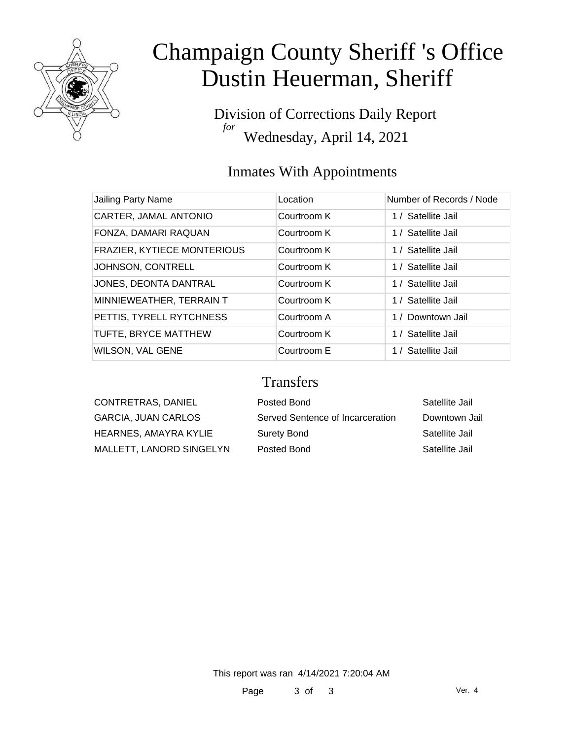# Champaign County Sheriff 's Office
# Dustin Heuerman, Sheriff

Division of Corrections Daily Report
*for*
Wednesday, April 14, 2021

## Inmates With Appointments

| Jailing Party Name | Location | Number of Records / Node |
|---|---|---|
| CARTER, JAMAL ANTONIO | Courtroom K | 1 / Satellite Jail |
| FONZA, DAMARI RAQUAN | Courtroom K | 1 / Satellite Jail |
| FRAZIER, KYTIECE MONTERIOUS | Courtroom K | 1 / Satellite Jail |
| JOHNSON, CONTRELL | Courtroom K | 1 / Satellite Jail |
| JONES, DEONTA DANTRAL | Courtroom K | 1 / Satellite Jail |
| MINNIEWEATHER, TERRAIN T | Courtroom K | 1 / Satellite Jail |
| PETTIS, TYRELL RYTCHNESS | Courtroom A | 1 / Downtown Jail |
| TUFTE, BRYCE MATTHEW | Courtroom K | 1 / Satellite Jail |
| WILSON, VAL GENE | Courtroom E | 1 / Satellite Jail |

## Transfers

| | | |
|---|---|---|
| CONTRETRAS, DANIEL | Posted Bond | Satellite Jail |
| GARCIA, JUAN CARLOS | Served Sentence of Incarceration | Downtown Jail |
| HEARNES, AMAYRA KYLIE | Surety Bond | Satellite Jail |
| MALLETT, LANORD SINGELYN | Posted Bond | Satellite Jail |

This report was ran 4/14/2021 7:20:04 AM

Ver. 4